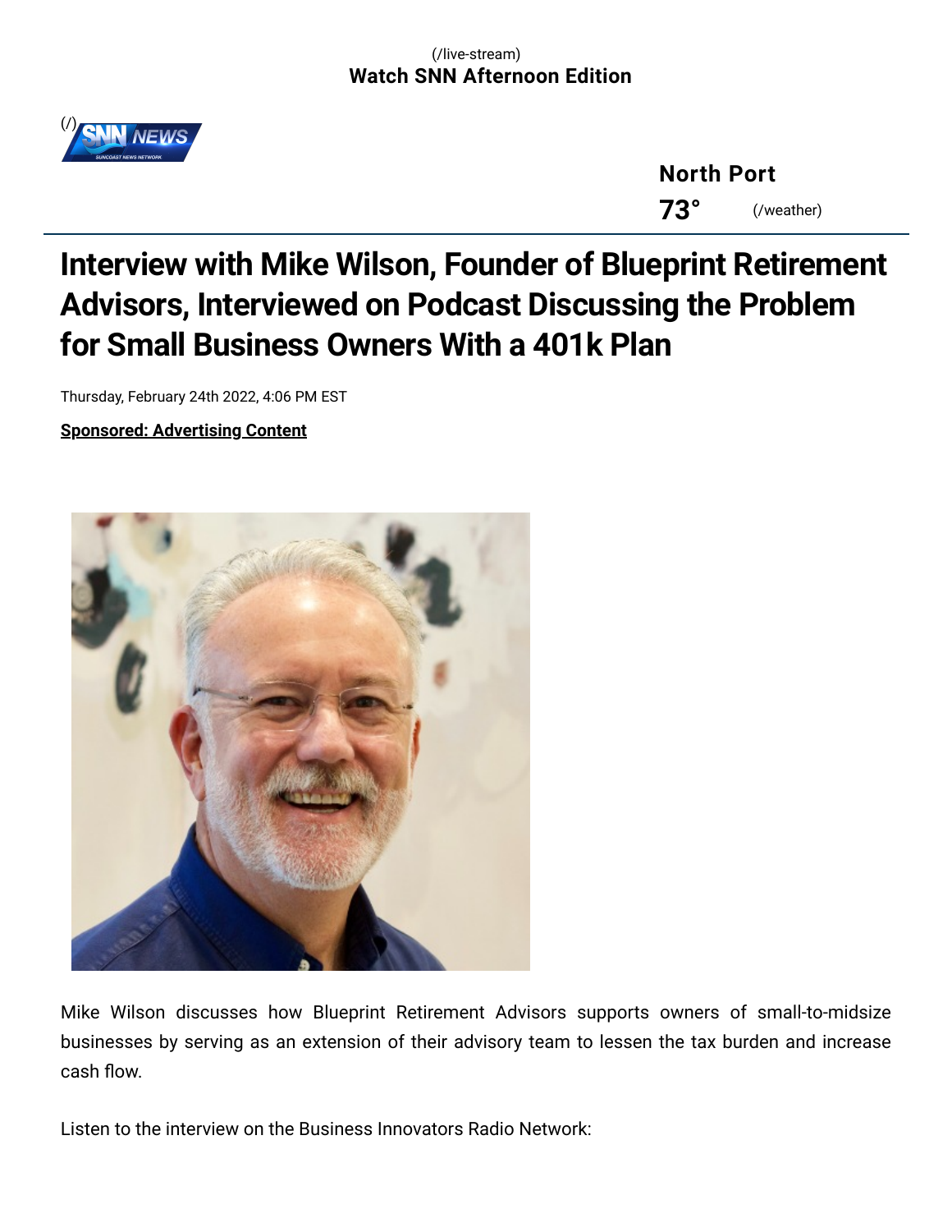(/live-stream)
**Watch SNN Afternoon Edition**

(/)

**North Port**

**73°** (/weather)

# Interview with Mike Wilson, Founder of Blueprint Retirement Advisors, Interviewed on Podcast Discussing the Problem for Small Business Owners With a 401k Plan

Thursday, February 24th 2022, 4:06 PM EST

**Sponsored: Advertising Content**

Mike Wilson discusses how Blueprint Retirement Advisors supports owners of small-to-midsize businesses by serving as an extension of their advisory team to lessen the tax burden and increase cash flow.

Listen to the interview on the Business Innovators Radio Network: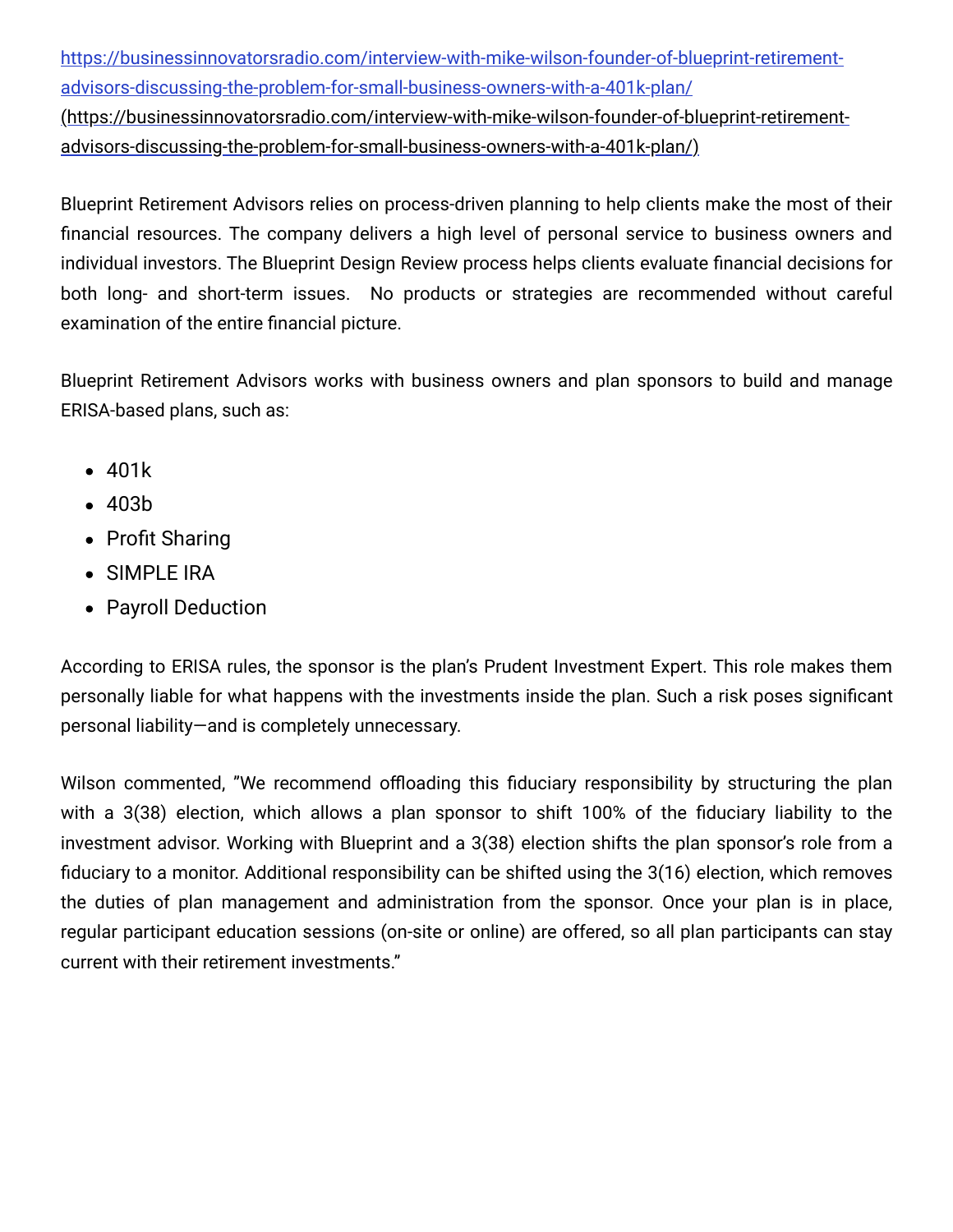[https://businessinnovatorsradio.com/interview-with-mike-wilson-founder-of-blueprint-retirement-advisors-discussing-the-problem-for-small-business-owners-with-a-401k-plan/](https://businessinnovatorsradio.com/interview-with-mike-wilson-founder-of-blueprint-retirement-advisors-discussing-the-problem-for-small-business-owners-with-a-401k-plan/) (https://businessinnovatorsradio.com/interview-with-mike-wilson-founder-of-blueprint-retirement-advisors-discussing-the-problem-for-small-business-owners-with-a-401k-plan/)

Blueprint Retirement Advisors relies on process-driven planning to help clients make the most of their financial resources. The company delivers a high level of personal service to business owners and individual investors. The Blueprint Design Review process helps clients evaluate financial decisions for both long- and short-term issues. No products or strategies are recommended without careful examination of the entire financial picture.

Blueprint Retirement Advisors works with business owners and plan sponsors to build and manage ERISA-based plans, such as:

- 401k
- 403b
- Profit Sharing
- SIMPLE IRA
- Payroll Deduction

According to ERISA rules, the sponsor is the plan's Prudent Investment Expert. This role makes them personally liable for what happens with the investments inside the plan. Such a risk poses significant personal liability—and is completely unnecessary.

Wilson commented, "We recommend offloading this fiduciary responsibility by structuring the plan with a 3(38) election, which allows a plan sponsor to shift 100% of the fiduciary liability to the investment advisor. Working with Blueprint and a 3(38) election shifts the plan sponsor's role from a fiduciary to a monitor. Additional responsibility can be shifted using the 3(16) election, which removes the duties of plan management and administration from the sponsor. Once your plan is in place, regular participant education sessions (on-site or online) are offered, so all plan participants can stay current with their retirement investments."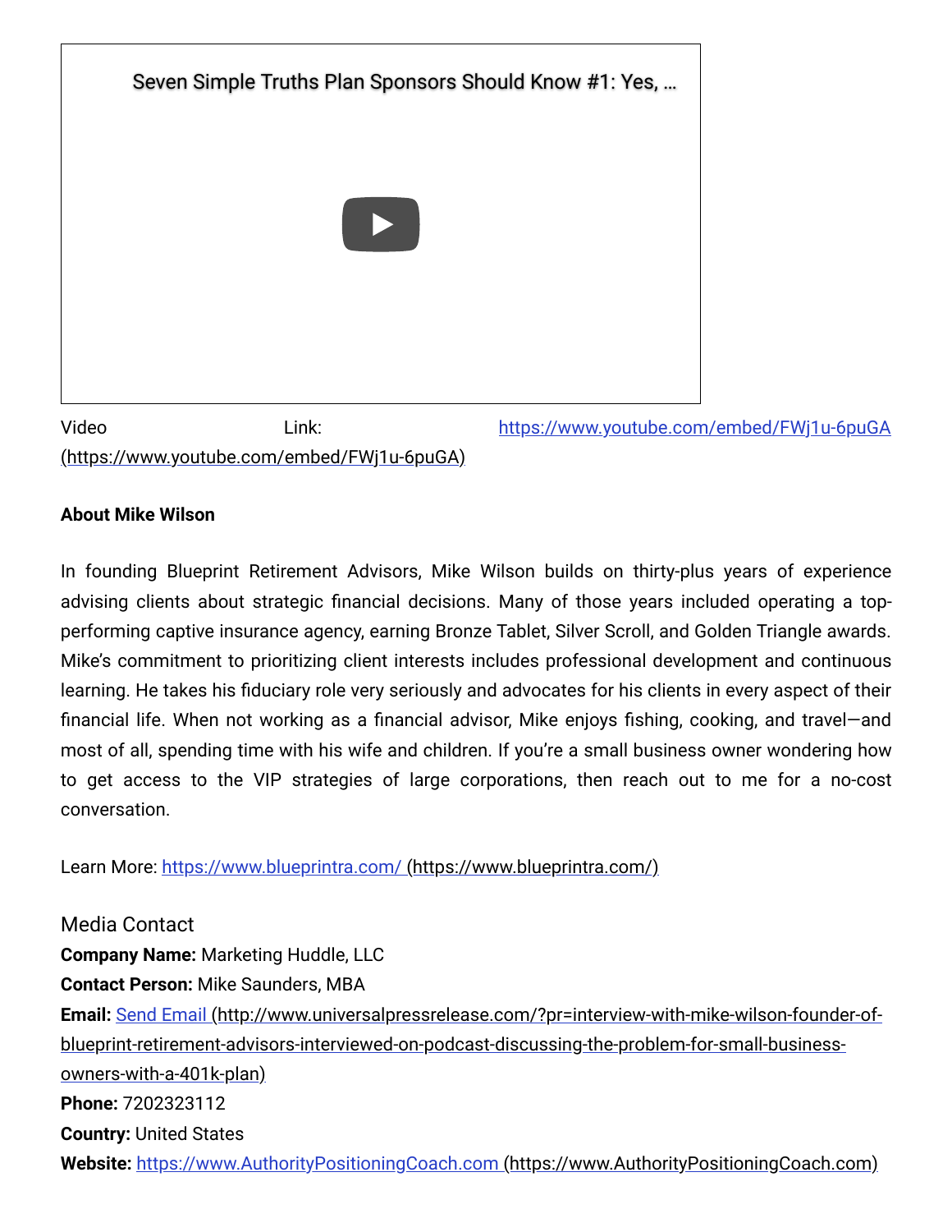Seven Simple Truths Plan Sponsors Should Know #1: Yes, ...

Video Link: https://www.youtube.com/embed/FWj1u-6puGA (https://www.youtube.com/embed/FWj1u-6puGA)

**About Mike Wilson**

In founding Blueprint Retirement Advisors, Mike Wilson builds on thirty-plus years of experience advising clients about strategic financial decisions. Many of those years included operating a top-performing captive insurance agency, earning Bronze Tablet, Silver Scroll, and Golden Triangle awards. Mike's commitment to prioritizing client interests includes professional development and continuous learning. He takes his fiduciary role very seriously and advocates for his clients in every aspect of their financial life. When not working as a financial advisor, Mike enjoys fishing, cooking, and travel—and most of all, spending time with his wife and children. If you're a small business owner wondering how to get access to the VIP strategies of large corporations, then reach out to me for a no-cost conversation.

Learn More: https://www.blueprintra.com/ (https://www.blueprintra.com/)

Media Contact

**Company Name:** Marketing Huddle, LLC

**Contact Person:** Mike Saunders, MBA

**Email:** Send Email (http://www.universalpressrelease.com/?pr=interview-with-mike-wilson-founder-of-blueprint-retirement-advisors-interviewed-on-podcast-discussing-the-problem-for-small-business-owners-with-a-401k-plan)

**Phone:** 7202323112

**Country:** United States

**Website:** https://www.AuthorityPositioningCoach.com (https://www.AuthorityPositioningCoach.com)